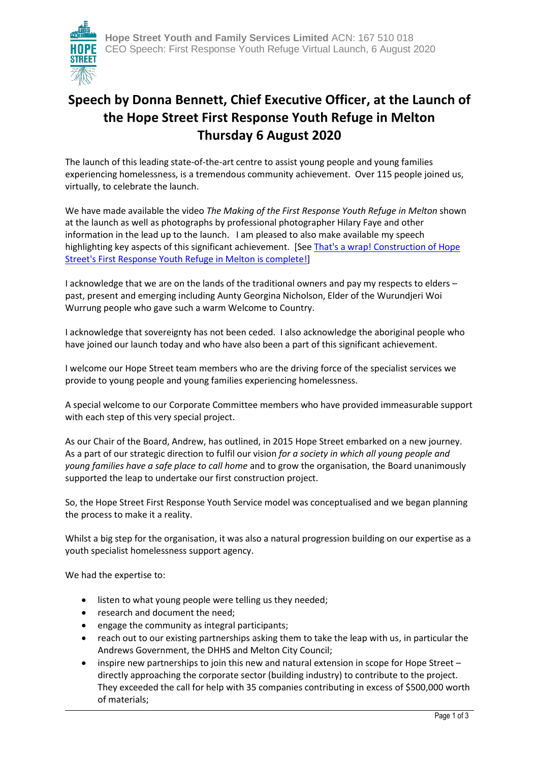# Speech by Donna Bennett, Chief Executive Officer, at the Launch of the Hope Street First Response Youth Refuge in Melton Thursday 6 August 2020

The launch of this leading state-of-the-art centre to assist young people and young families experiencing homelessness, is a tremendous community achievement. Over 115 people joined us, virtually, to celebrate the launch.

We have made available the video *The Making of the First Response Youth Refuge in Melton* shown at the launch as well as photographs by professional photographer Hilary Faye and other information in the lead up to the launch. I am pleased to also make available my speech highlighting key aspects of this significant achievement. [See That's a wrap! Construction of Hope Street's First Response Youth Refuge in Melton is complete!]

I acknowledge that we are on the lands of the traditional owners and pay my respects to elders – past, present and emerging including Aunty Georgina Nicholson, Elder of the Wurundjeri Woi Wurrung people who gave such a warm Welcome to Country.

I acknowledge that sovereignty has not been ceded. I also acknowledge the aboriginal people who have joined our launch today and who have also been a part of this significant achievement.

I welcome our Hope Street team members who are the driving force of the specialist services we provide to young people and young families experiencing homelessness.

A special welcome to our Corporate Committee members who have provided immeasurable support with each step of this very special project.

As our Chair of the Board, Andrew, has outlined, in 2015 Hope Street embarked on a new journey. As a part of our strategic direction to fulfil our vision *for a society in which all young people and young families have a safe place to call home* and to grow the organisation, the Board unanimously supported the leap to undertake our first construction project.

So, the Hope Street First Response Youth Service model was conceptualised and we began planning the process to make it a reality.

Whilst a big step for the organisation, it was also a natural progression building on our expertise as a youth specialist homelessness support agency.

We had the expertise to:

- listen to what young people were telling us they needed;
- research and document the need;
- engage the community as integral participants;
- reach out to our existing partnerships asking them to take the leap with us, in particular the Andrews Government, the DHHS and Melton City Council;
- inspire new partnerships to join this new and natural extension in scope for Hope Street – directly approaching the corporate sector (building industry) to contribute to the project. They exceeded the call for help with 35 companies contributing in excess of $500,000 worth of materials;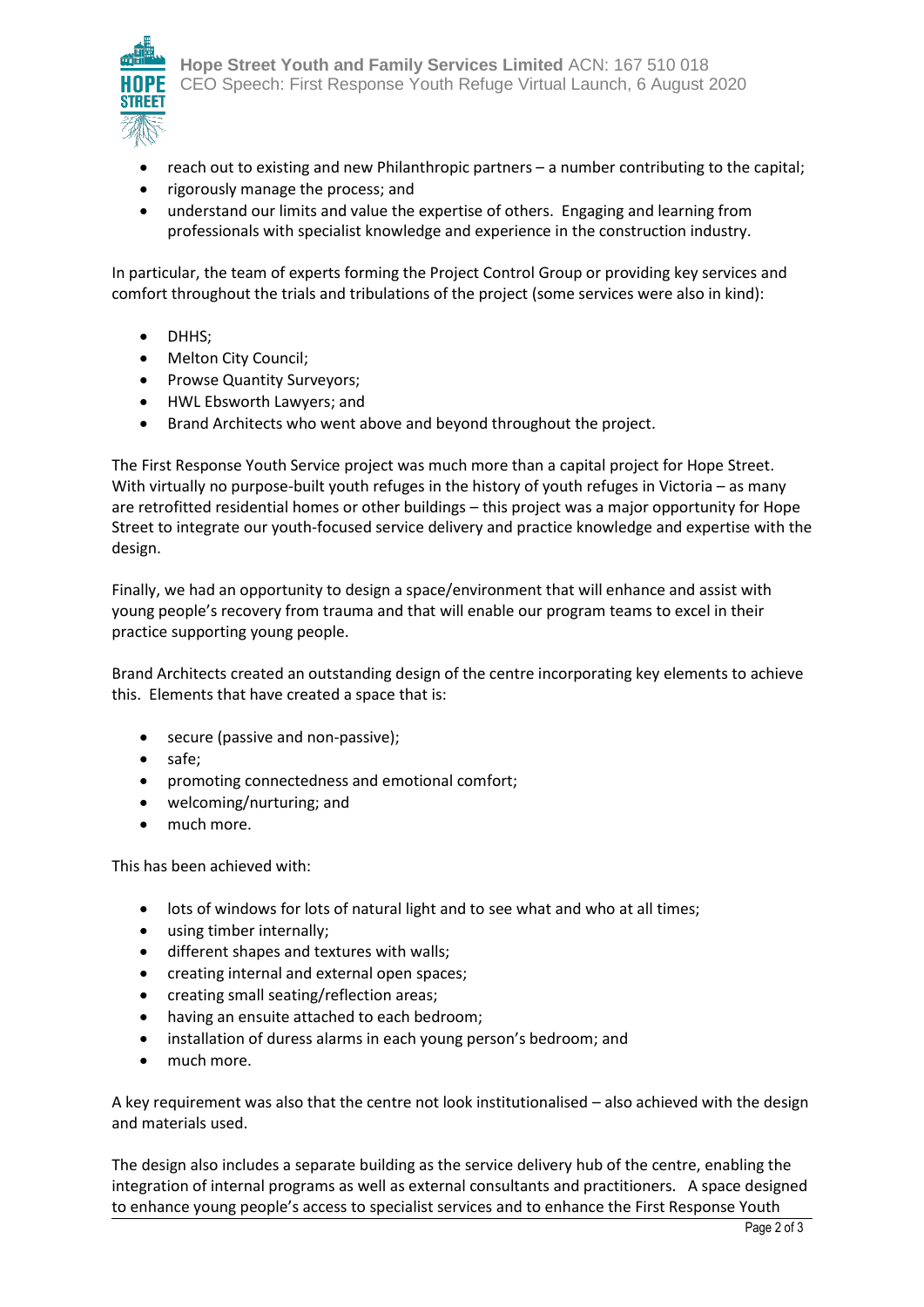- reach out to existing and new Philanthropic partners – a number contributing to the capital;
- rigorously manage the process; and
- understand our limits and value the expertise of others. Engaging and learning from professionals with specialist knowledge and experience in the construction industry.

In particular, the team of experts forming the Project Control Group or providing key services and comfort throughout the trials and tribulations of the project (some services were also in kind):

- DHHS;
- Melton City Council;
- Prowse Quantity Surveyors;
- HWL Ebsworth Lawyers; and
- Brand Architects who went above and beyond throughout the project.

The First Response Youth Service project was much more than a capital project for Hope Street. With virtually no purpose-built youth refuges in the history of youth refuges in Victoria – as many are retrofitted residential homes or other buildings – this project was a major opportunity for Hope Street to integrate our youth-focused service delivery and practice knowledge and expertise with the design.

Finally, we had an opportunity to design a space/environment that will enhance and assist with young people's recovery from trauma and that will enable our program teams to excel in their practice supporting young people.

Brand Architects created an outstanding design of the centre incorporating key elements to achieve this. Elements that have created a space that is:

- secure (passive and non-passive);
- safe;
- promoting connectedness and emotional comfort;
- welcoming/nurturing; and
- much more.

This has been achieved with:

- lots of windows for lots of natural light and to see what and who at all times;
- using timber internally;
- different shapes and textures with walls;
- creating internal and external open spaces;
- creating small seating/reflection areas;
- having an ensuite attached to each bedroom;
- installation of duress alarms in each young person's bedroom; and
- much more.

A key requirement was also that the centre not look institutionalised – also achieved with the design and materials used.

The design also includes a separate building as the service delivery hub of the centre, enabling the integration of internal programs as well as external consultants and practitioners. A space designed to enhance young people's access to specialist services and to enhance the First Response Youth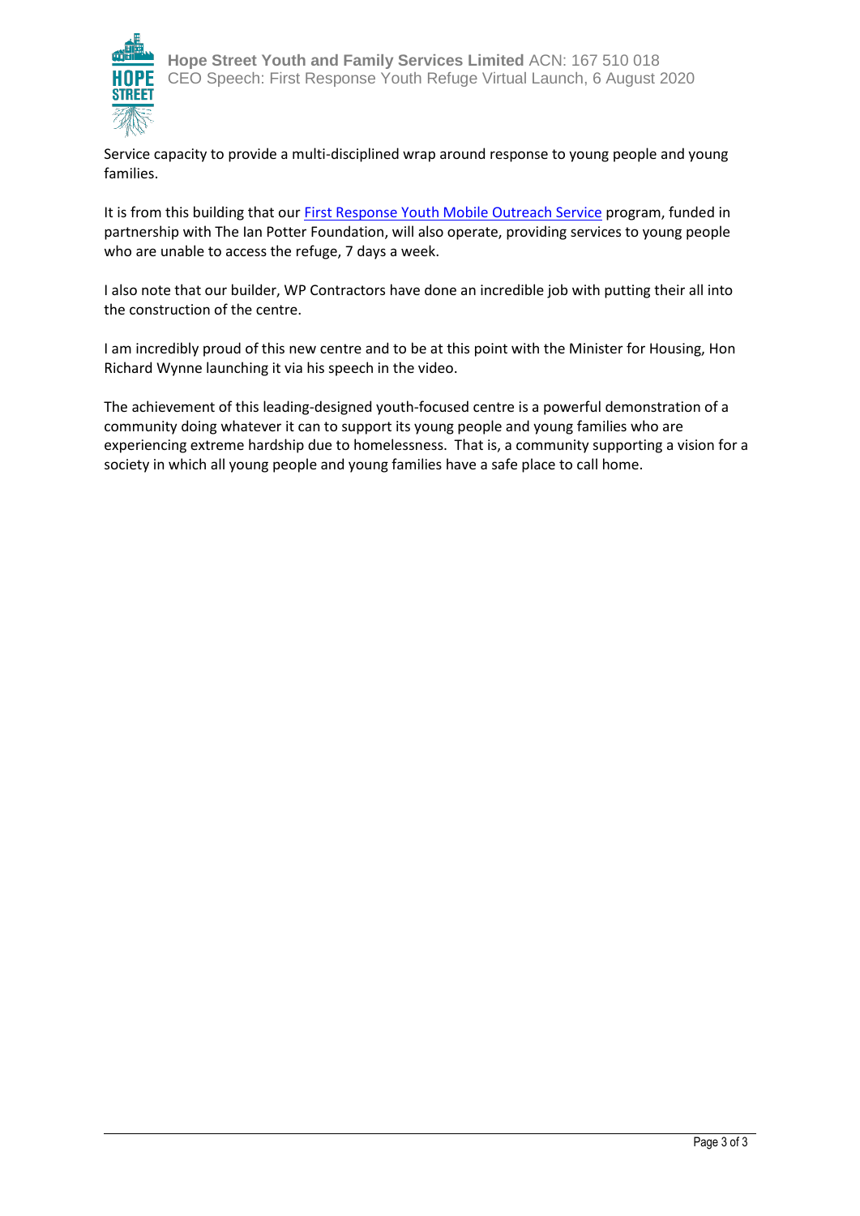Service capacity to provide a multi-disciplined wrap around response to young people and young families.

It is from this building that our [First Response Youth Mobile Outreach Service] program, funded in partnership with The Ian Potter Foundation, will also operate, providing services to young people who are unable to access the refuge, 7 days a week.

I also note that our builder, WP Contractors have done an incredible job with putting their all into the construction of the centre.

I am incredibly proud of this new centre and to be at this point with the Minister for Housing, Hon Richard Wynne launching it via his speech in the video.

The achievement of this leading-designed youth-focused centre is a powerful demonstration of a community doing whatever it can to support its young people and young families who are experiencing extreme hardship due to homelessness. That is, a community supporting a vision for a society in which all young people and young families have a safe place to call home.